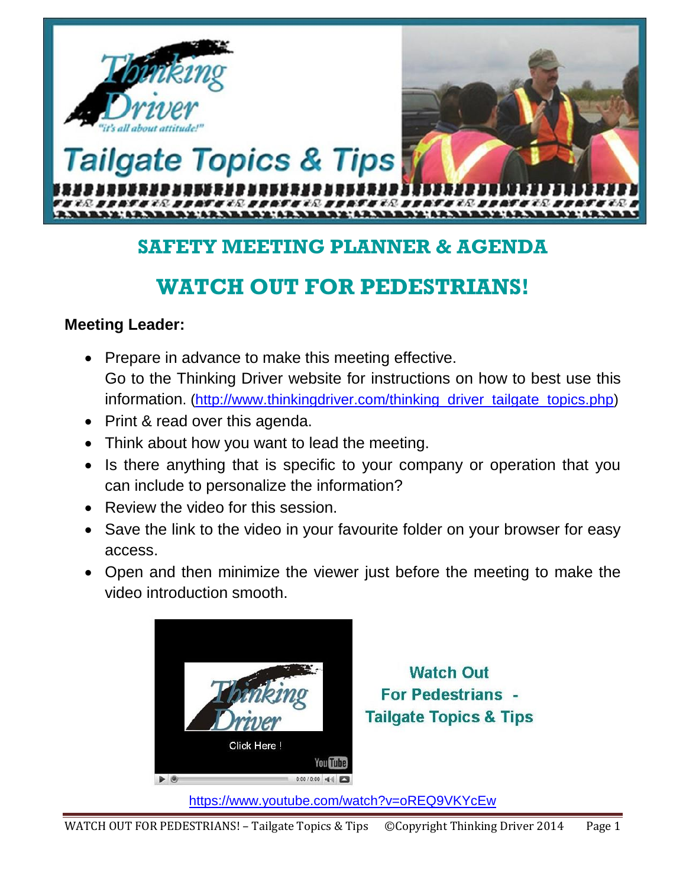# SAFETY MEETING PLANNER & AGENDA

# WATCH OUT FOR PEDESTRIANS!

**Meeting Leader:**

- Prepare in advance to make this meeting effective.
  Go to the Thinking Driver website for instructions on how to best use this information. (http://www.thinkingdriver.com/thinking_driver_tailgate_topics.php)
- Print & read over this agenda.
- Think about how you want to lead the meeting.
- Is there anything that is specific to your company or operation that you can include to personalize the information?
- Review the video for this session.
- Save the link to the video in your favourite folder on your browser for easy access.
- Open and then minimize the viewer just before the meeting to make the video introduction smooth.

Watch Out For Pedestrians - Tailgate Topics & Tips

https://www.youtube.com/watch?v=oREQ9VKYcEw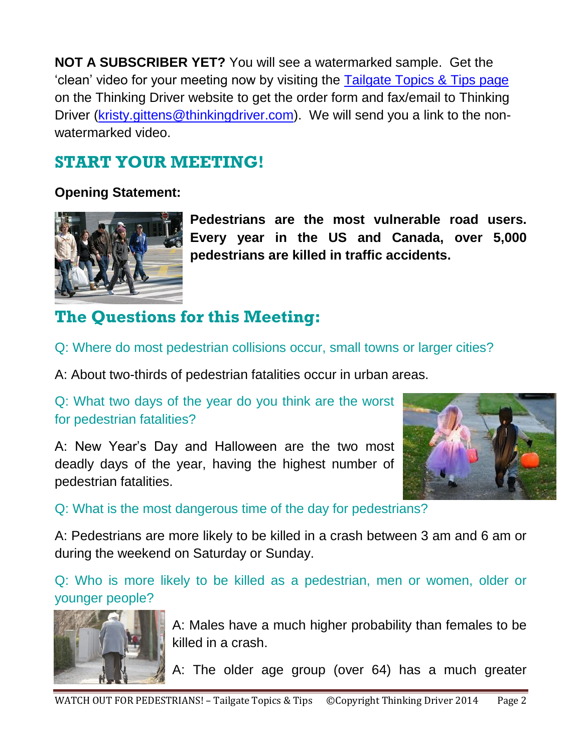**NOT A SUBSCRIBER YET?** You will see a watermarked sample. Get the 'clean' video for your meeting now by visiting the [Tailgate Topics & Tips page](#) on the Thinking Driver website to get the order form and fax/email to Thinking Driver (kristy.gittens@thinkingdriver.com). We will send you a link to the non-watermarked video.

## START YOUR MEETING!

**Opening Statement:**

**Pedestrians are the most vulnerable road users. Every year in the US and Canada, over 5,000 pedestrians are killed in traffic accidents.**

## The Questions for this Meeting:

Q: Where do most pedestrian collisions occur, small towns or larger cities?

A: About two-thirds of pedestrian fatalities occur in urban areas.

Q: What two days of the year do you think are the worst for pedestrian fatalities?

A: New Year's Day and Halloween are the two most deadly days of the year, having the highest number of pedestrian fatalities.

Q: What is the most dangerous time of the day for pedestrians?

A: Pedestrians are more likely to be killed in a crash between 3 am and 6 am or during the weekend on Saturday or Sunday.

Q: Who is more likely to be killed as a pedestrian, men or women, older or younger people?

A: Males have a much higher probability than females to be killed in a crash.

A: The older age group (over 64) has a much greater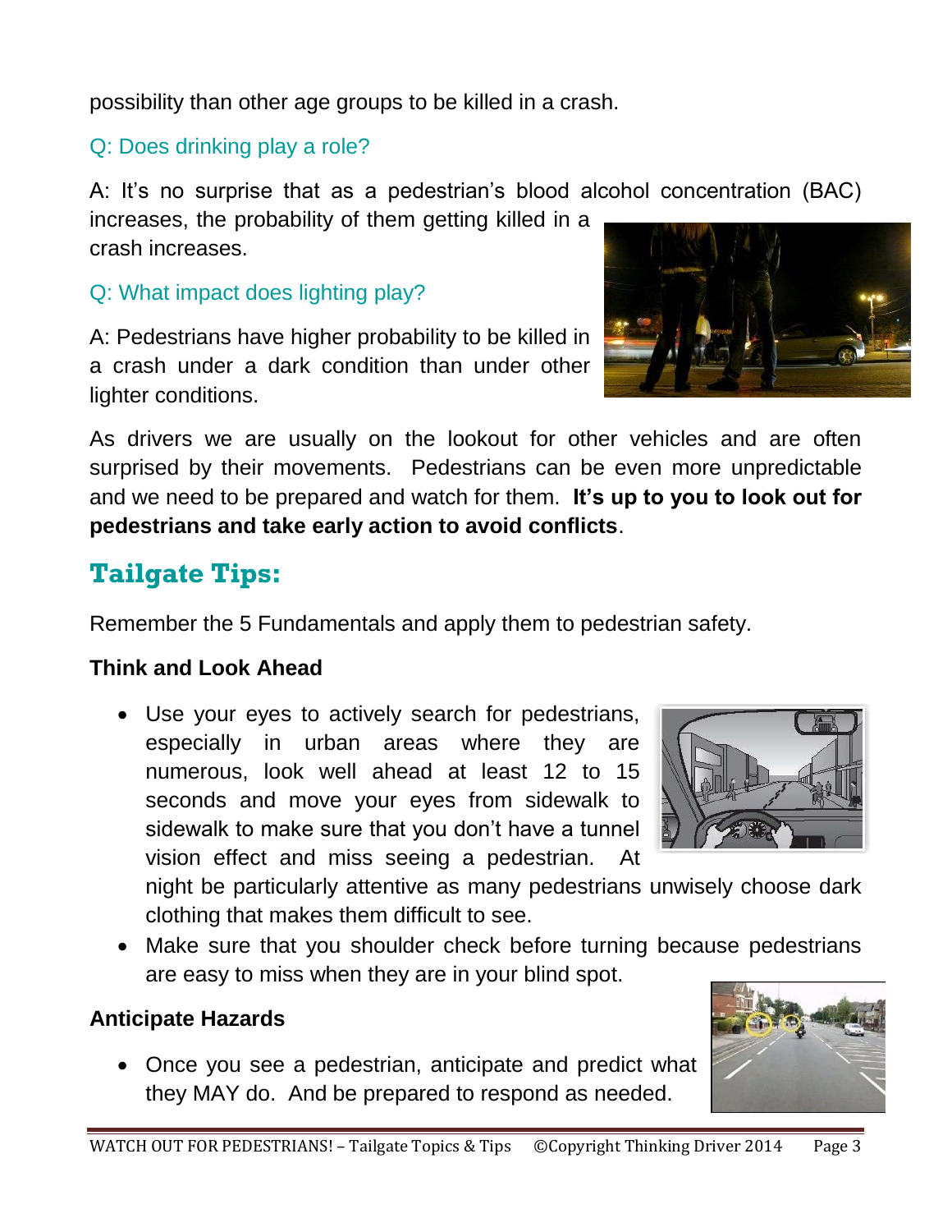possibility than other age groups to be killed in a crash.

Q: Does drinking play a role?

A: It's no surprise that as a pedestrian's blood alcohol concentration (BAC) increases, the probability of them getting killed in a crash increases.

Q: What impact does lighting play?

A: Pedestrians have higher probability to be killed in a crash under a dark condition than under other lighter conditions.

As drivers we are usually on the lookout for other vehicles and are often surprised by their movements. Pedestrians can be even more unpredictable and we need to be prepared and watch for them. **It's up to you to look out for pedestrians and take early action to avoid conflicts**.

## Tailgate Tips:

Remember the 5 Fundamentals and apply them to pedestrian safety.

### Think and Look Ahead

- Use your eyes to actively search for pedestrians, especially in urban areas where they are numerous, look well ahead at least 12 to 15 seconds and move your eyes from sidewalk to sidewalk to make sure that you don't have a tunnel vision effect and miss seeing a pedestrian. At night be particularly attentive as many pedestrians unwisely choose dark clothing that makes them difficult to see.
- Make sure that you shoulder check before turning because pedestrians are easy to miss when they are in your blind spot.

### Anticipate Hazards

- Once you see a pedestrian, anticipate and predict what they MAY do. And be prepared to respond as needed.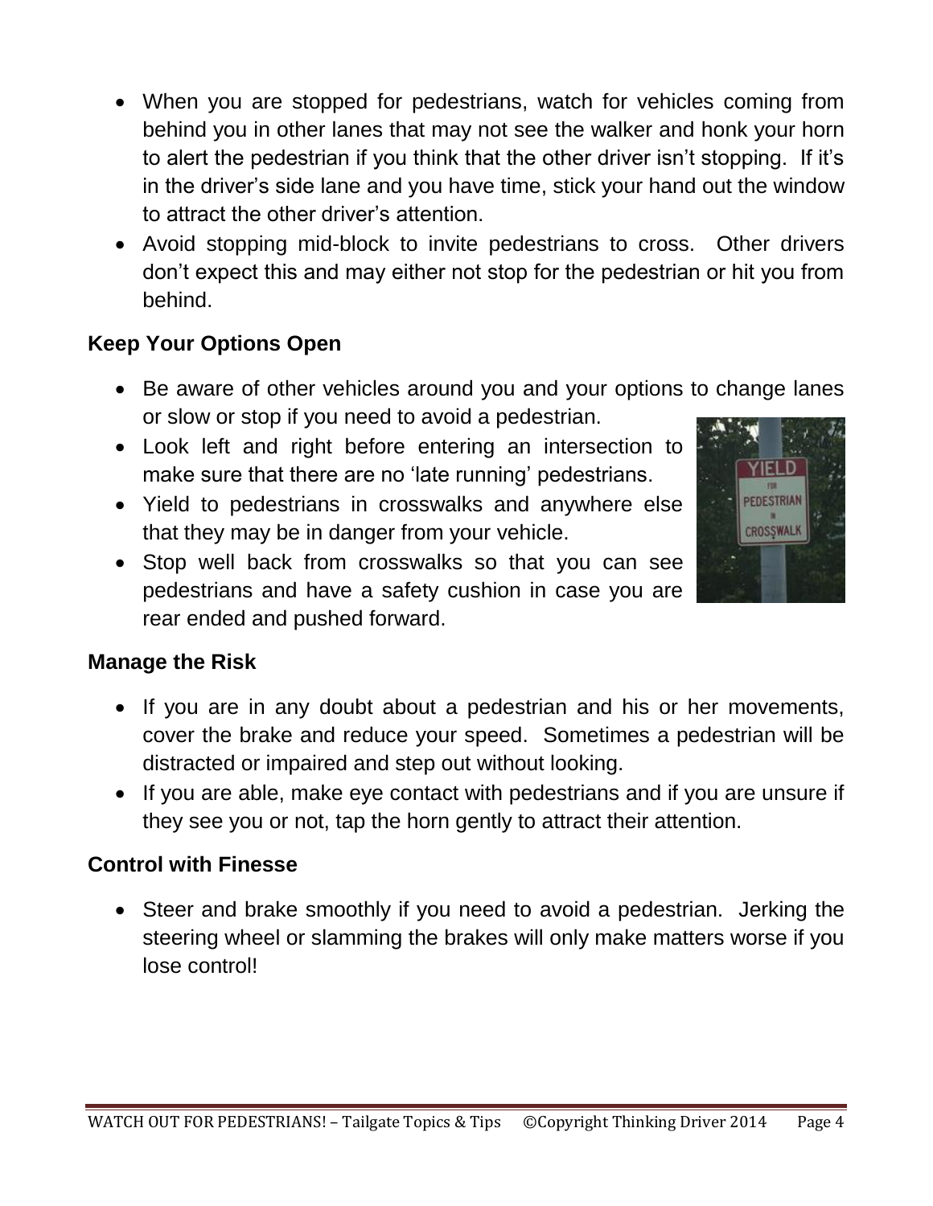- When you are stopped for pedestrians, watch for vehicles coming from behind you in other lanes that may not see the walker and honk your horn to alert the pedestrian if you think that the other driver isn't stopping. If it's in the driver's side lane and you have time, stick your hand out the window to attract the other driver's attention.
- Avoid stopping mid-block to invite pedestrians to cross. Other drivers don't expect this and may either not stop for the pedestrian or hit you from behind.

### Keep Your Options Open

- Be aware of other vehicles around you and your options to change lanes or slow or stop if you need to avoid a pedestrian.
- Look left and right before entering an intersection to make sure that there are no 'late running' pedestrians.
- Yield to pedestrians in crosswalks and anywhere else that they may be in danger from your vehicle.
- Stop well back from crosswalks so that you can see pedestrians and have a safety cushion in case you are rear ended and pushed forward.

### Manage the Risk

- If you are in any doubt about a pedestrian and his or her movements, cover the brake and reduce your speed. Sometimes a pedestrian will be distracted or impaired and step out without looking.
- If you are able, make eye contact with pedestrians and if you are unsure if they see you or not, tap the horn gently to attract their attention.

### Control with Finesse

- Steer and brake smoothly if you need to avoid a pedestrian. Jerking the steering wheel or slamming the brakes will only make matters worse if you lose control!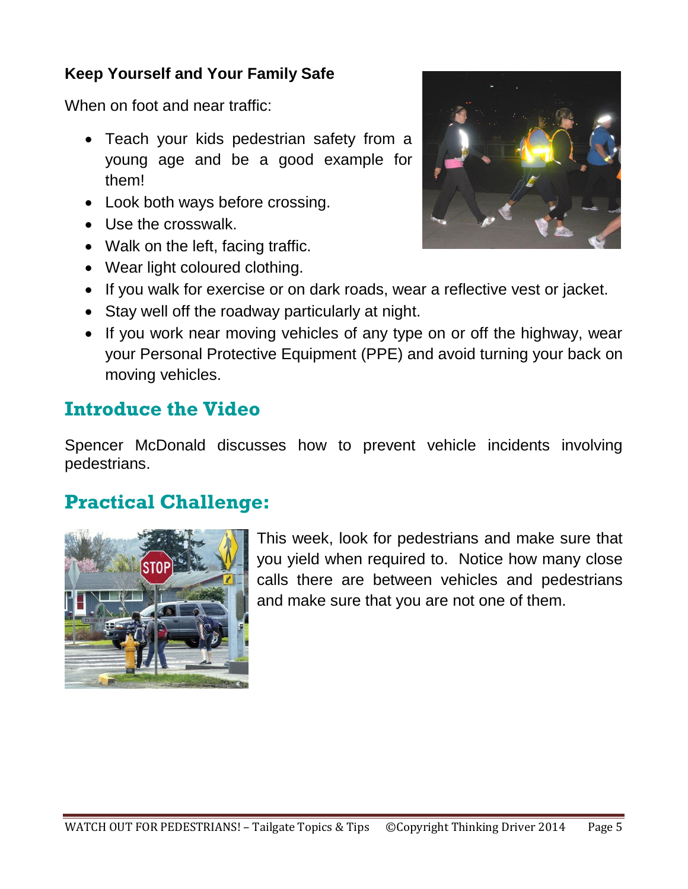### Keep Yourself and Your Family Safe

When on foot and near traffic:

- Teach your kids pedestrian safety from a young age and be a good example for them!
- Look both ways before crossing.
- Use the crosswalk.
- Walk on the left, facing traffic.
- Wear light coloured clothing.
- If you walk for exercise or on dark roads, wear a reflective vest or jacket.
- Stay well off the roadway particularly at night.
- If you work near moving vehicles of any type on or off the highway, wear your Personal Protective Equipment (PPE) and avoid turning your back on moving vehicles.

## Introduce the Video

Spencer McDonald discusses how to prevent vehicle incidents involving pedestrians.

## Practical Challenge:

This week, look for pedestrians and make sure that you yield when required to. Notice how many close calls there are between vehicles and pedestrians and make sure that you are not one of them.